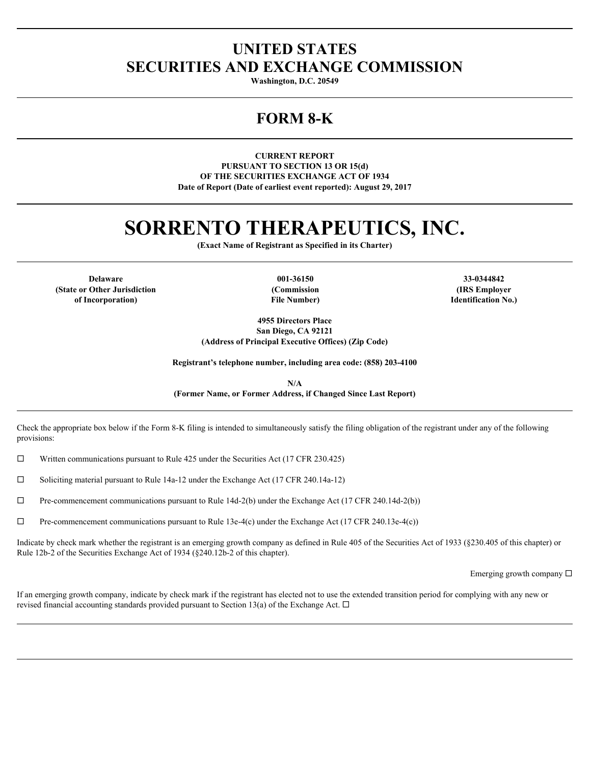# UNITED STATES
# SECURITIES AND EXCHANGE COMMISSION

**Washington, D.C. 20549**

## FORM 8-K

**CURRENT REPORT**
**PURSUANT TO SECTION 13 OR 15(d)**
**OF THE SECURITIES EXCHANGE ACT OF 1934**
**Date of Report (Date of earliest event reported): August 29, 2017**

# SORRENTO THERAPEUTICS, INC.

**(Exact Name of Registrant as Specified in its Charter)**

| Delaware | 001-36150 | 33-0344842 |
|---|---|---|
| (State or Other Jurisdiction of Incorporation) | (Commission File Number) | (IRS Employer Identification No.) |

**4955 Directors Place**
**San Diego, CA 92121**
**(Address of Principal Executive Offices) (Zip Code)**

**Registrant's telephone number, including area code: (858) 203-4100**

**N/A**
**(Former Name, or Former Address, if Changed Since Last Report)**

Check the appropriate box below if the Form 8-K filing is intended to simultaneously satisfy the filing obligation of the registrant under any of the following provisions:

☐ Written communications pursuant to Rule 425 under the Securities Act (17 CFR 230.425)

☐ Soliciting material pursuant to Rule 14a-12 under the Exchange Act (17 CFR 240.14a-12)

☐ Pre-commencement communications pursuant to Rule 14d-2(b) under the Exchange Act (17 CFR 240.14d-2(b))

☐ Pre-commencement communications pursuant to Rule 13e-4(c) under the Exchange Act (17 CFR 240.13e-4(c))

Indicate by check mark whether the registrant is an emerging growth company as defined in Rule 405 of the Securities Act of 1933 (§230.405 of this chapter) or Rule 12b-2 of the Securities Exchange Act of 1934 (§240.12b-2 of this chapter).

Emerging growth company ☐

If an emerging growth company, indicate by check mark if the registrant has elected not to use the extended transition period for complying with any new or revised financial accounting standards provided pursuant to Section 13(a) of the Exchange Act. ☐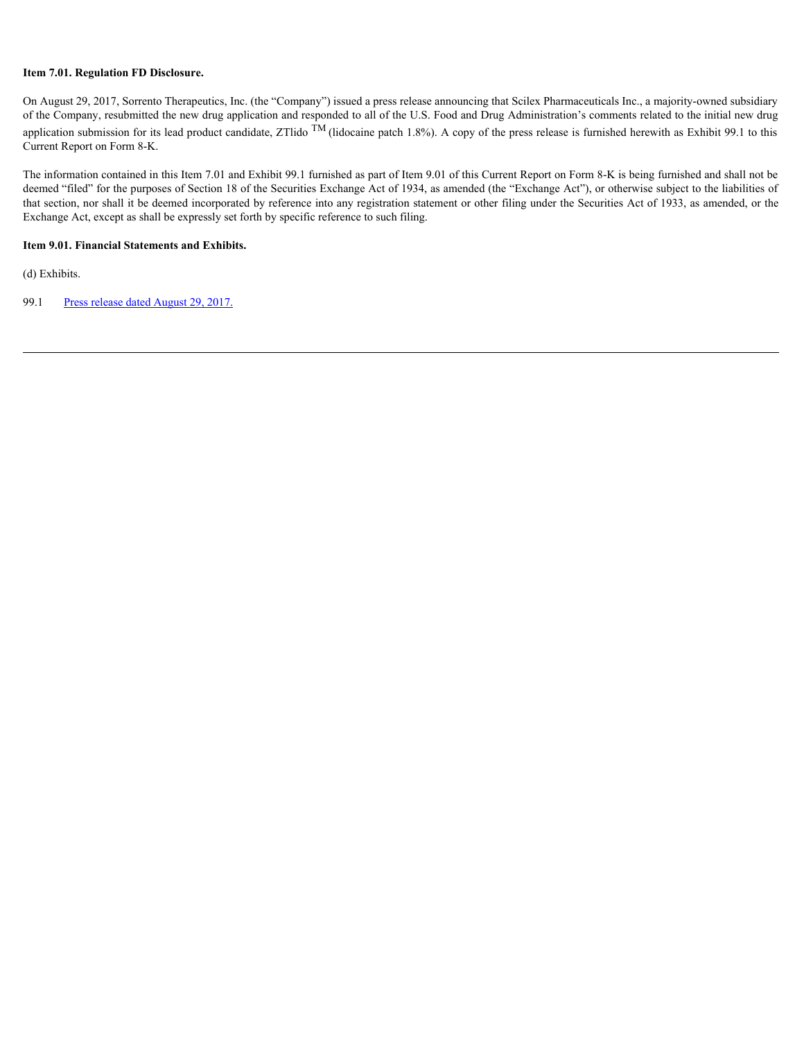**Item 7.01. Regulation FD Disclosure.**

On August 29, 2017, Sorrento Therapeutics, Inc. (the "Company") issued a press release announcing that Scilex Pharmaceuticals Inc., a majority-owned subsidiary of the Company, resubmitted the new drug application and responded to all of the U.S. Food and Drug Administration's comments related to the initial new drug application submission for its lead product candidate, ZTlido ™ (lidocaine patch 1.8%). A copy of the press release is furnished herewith as Exhibit 99.1 to this Current Report on Form 8-K.

The information contained in this Item 7.01 and Exhibit 99.1 furnished as part of Item 9.01 of this Current Report on Form 8-K is being furnished and shall not be deemed "filed" for the purposes of Section 18 of the Securities Exchange Act of 1934, as amended (the "Exchange Act"), or otherwise subject to the liabilities of that section, nor shall it be deemed incorporated by reference into any registration statement or other filing under the Securities Act of 1933, as amended, or the Exchange Act, except as shall be expressly set forth by specific reference to such filing.

**Item 9.01. Financial Statements and Exhibits.**

(d) Exhibits.

99.1 Press release dated August 29, 2017.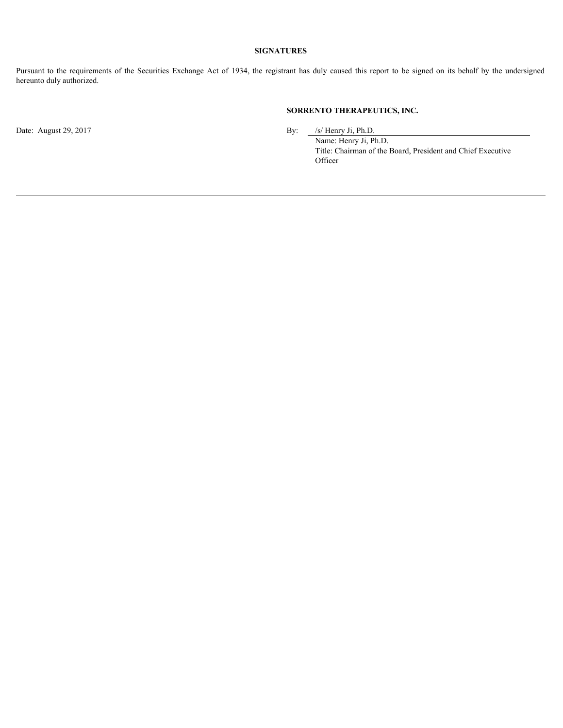**SIGNATURES**

Pursuant to the requirements of the Securities Exchange Act of 1934, the registrant has duly caused this report to be signed on its behalf by the undersigned hereunto duly authorized.

**SORRENTO THERAPEUTICS, INC.**

Date: August 29, 2017

By: /s/ Henry Ji, Ph.D.

Name: Henry Ji, Ph.D.

Title: Chairman of the Board, President and Chief Executive Officer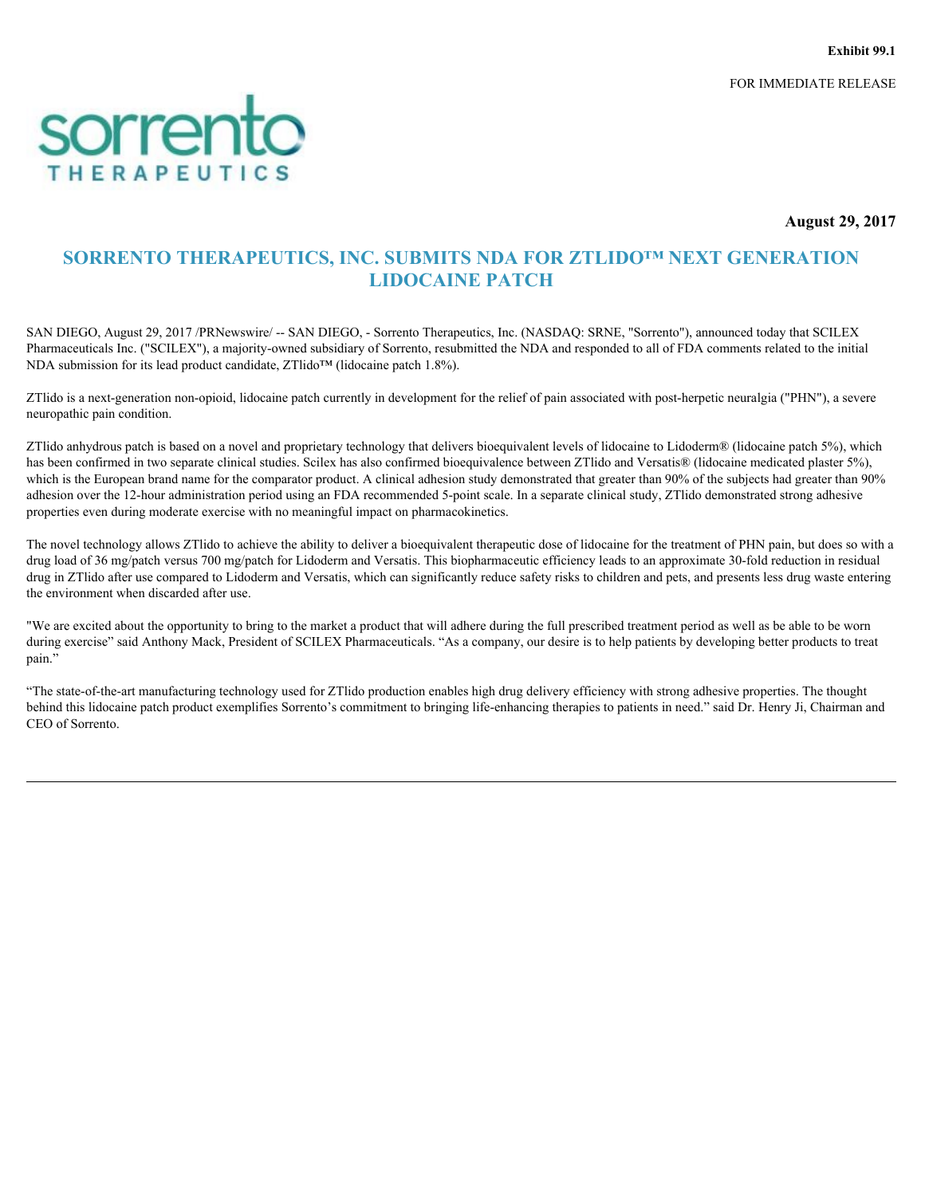**Exhibit 99.1**

FOR IMMEDIATE RELEASE

sorrento
THERAPEUTICS

**August 29, 2017**

# SORRENTO THERAPEUTICS, INC. SUBMITS NDA FOR ZTLIDO™ NEXT GENERATION LIDOCAINE PATCH

SAN DIEGO, August 29, 2017 /PRNewswire/ -- SAN DIEGO, - Sorrento Therapeutics, Inc. (NASDAQ: SRNE, "Sorrento"), announced today that SCILEX Pharmaceuticals Inc. ("SCILEX"), a majority-owned subsidiary of Sorrento, resubmitted the NDA and responded to all of FDA comments related to the initial NDA submission for its lead product candidate, ZTlido™ (lidocaine patch 1.8%).

ZTlido is a next-generation non-opioid, lidocaine patch currently in development for the relief of pain associated with post-herpetic neuralgia ("PHN"), a severe neuropathic pain condition.

ZTlido anhydrous patch is based on a novel and proprietary technology that delivers bioequivalent levels of lidocaine to Lidoderm® (lidocaine patch 5%), which has been confirmed in two separate clinical studies. Scilex has also confirmed bioequivalence between ZTlido and Versatis® (lidocaine medicated plaster 5%), which is the European brand name for the comparator product. A clinical adhesion study demonstrated that greater than 90% of the subjects had greater than 90% adhesion over the 12-hour administration period using an FDA recommended 5-point scale. In a separate clinical study, ZTlido demonstrated strong adhesive properties even during moderate exercise with no meaningful impact on pharmacokinetics.

The novel technology allows ZTlido to achieve the ability to deliver a bioequivalent therapeutic dose of lidocaine for the treatment of PHN pain, but does so with a drug load of 36 mg/patch versus 700 mg/patch for Lidoderm and Versatis. This biopharmaceutic efficiency leads to an approximate 30-fold reduction in residual drug in ZTlido after use compared to Lidoderm and Versatis, which can significantly reduce safety risks to children and pets, and presents less drug waste entering the environment when discarded after use.

"We are excited about the opportunity to bring to the market a product that will adhere during the full prescribed treatment period as well as be able to be worn during exercise" said Anthony Mack, President of SCILEX Pharmaceuticals. "As a company, our desire is to help patients by developing better products to treat pain."

"The state-of-the-art manufacturing technology used for ZTlido production enables high drug delivery efficiency with strong adhesive properties. The thought behind this lidocaine patch product exemplifies Sorrento's commitment to bringing life-enhancing therapies to patients in need." said Dr. Henry Ji, Chairman and CEO of Sorrento.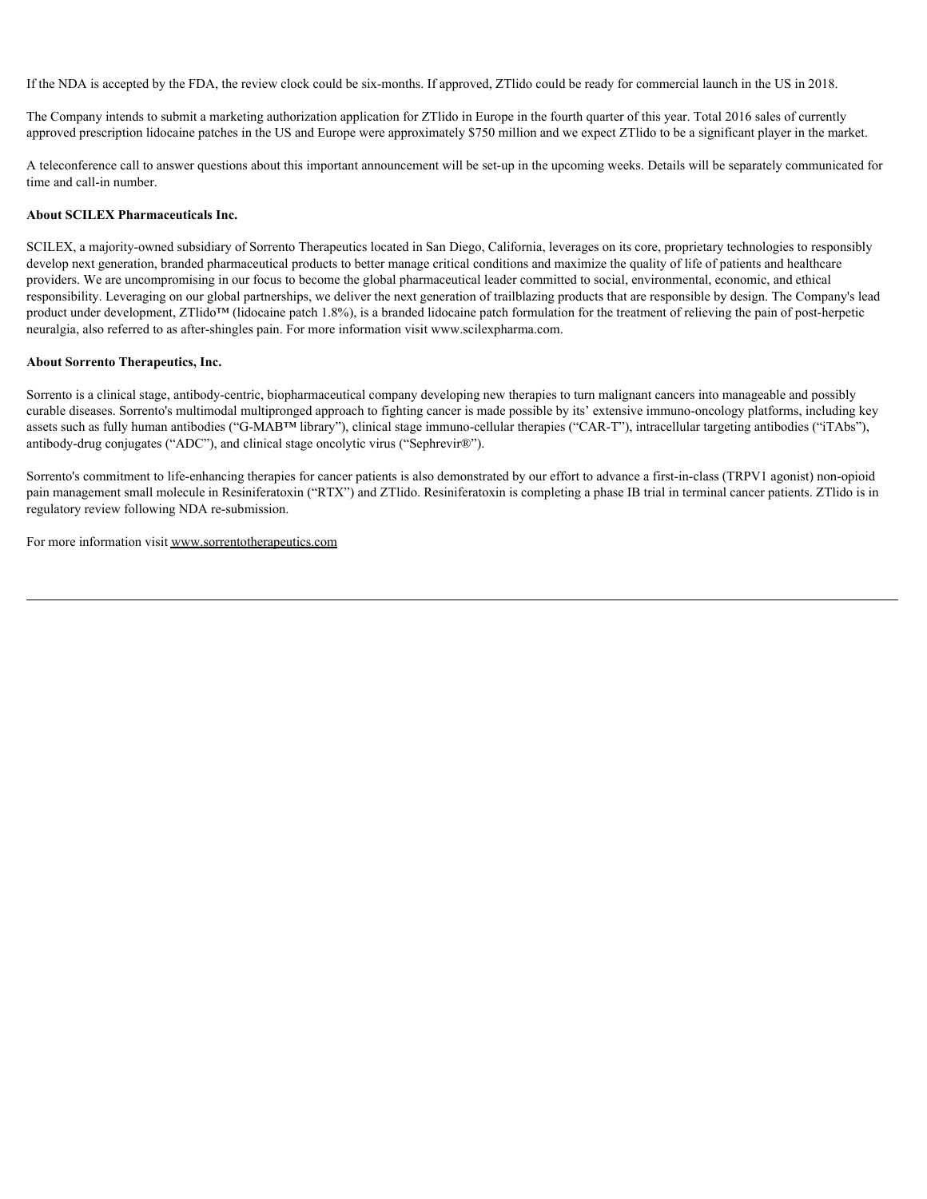If the NDA is accepted by the FDA, the review clock could be six-months. If approved, ZTlido could be ready for commercial launch in the US in 2018.

The Company intends to submit a marketing authorization application for ZTlido in Europe in the fourth quarter of this year. Total 2016 sales of currently approved prescription lidocaine patches in the US and Europe were approximately $750 million and we expect ZTlido to be a significant player in the market.

A teleconference call to answer questions about this important announcement will be set-up in the upcoming weeks. Details will be separately communicated for time and call-in number.

**About SCILEX Pharmaceuticals Inc.**

SCILEX, a majority-owned subsidiary of Sorrento Therapeutics located in San Diego, California, leverages on its core, proprietary technologies to responsibly develop next generation, branded pharmaceutical products to better manage critical conditions and maximize the quality of life of patients and healthcare providers. We are uncompromising in our focus to become the global pharmaceutical leader committed to social, environmental, economic, and ethical responsibility. Leveraging on our global partnerships, we deliver the next generation of trailblazing products that are responsible by design. The Company's lead product under development, ZTlido™ (lidocaine patch 1.8%), is a branded lidocaine patch formulation for the treatment of relieving the pain of post-herpetic neuralgia, also referred to as after-shingles pain. For more information visit www.scilexpharma.com.

**About Sorrento Therapeutics, Inc.**

Sorrento is a clinical stage, antibody-centric, biopharmaceutical company developing new therapies to turn malignant cancers into manageable and possibly curable diseases. Sorrento's multimodal multipronged approach to fighting cancer is made possible by its' extensive immuno-oncology platforms, including key assets such as fully human antibodies ("G-MAB™ library"), clinical stage immuno-cellular therapies ("CAR-T"), intracellular targeting antibodies ("iTAbs"), antibody-drug conjugates ("ADC"), and clinical stage oncolytic virus ("Sephrevir®").

Sorrento's commitment to life-enhancing therapies for cancer patients is also demonstrated by our effort to advance a first-in-class (TRPV1 agonist) non-opioid pain management small molecule in Resiniferatoxin ("RTX") and ZTlido. Resiniferatoxin is completing a phase IB trial in terminal cancer patients. ZTlido is in regulatory review following NDA re-submission.

For more information visit www.sorrentotherapeutics.com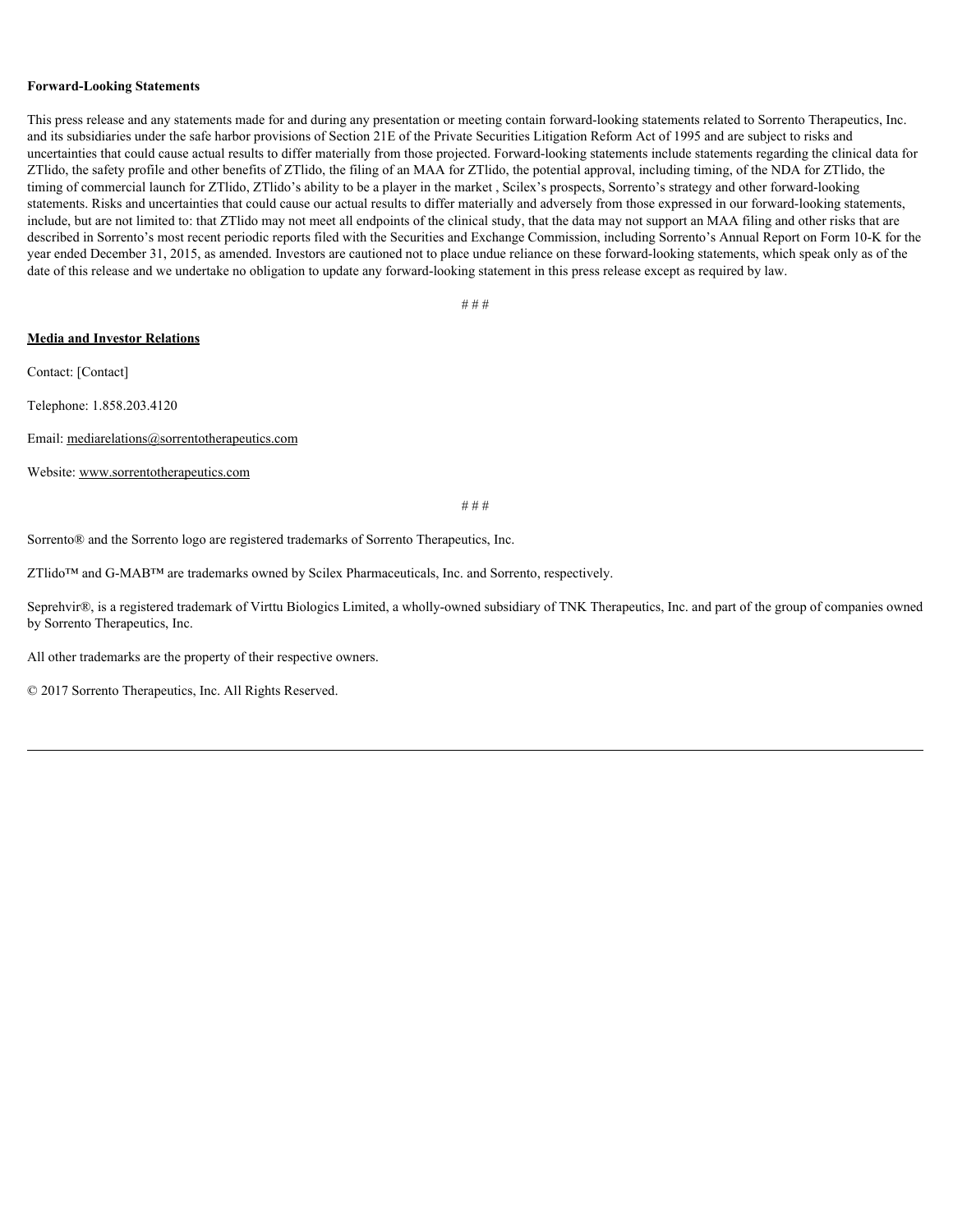**Forward-Looking Statements**

This press release and any statements made for and during any presentation or meeting contain forward-looking statements related to Sorrento Therapeutics, Inc. and its subsidiaries under the safe harbor provisions of Section 21E of the Private Securities Litigation Reform Act of 1995 and are subject to risks and uncertainties that could cause actual results to differ materially from those projected. Forward-looking statements include statements regarding the clinical data for ZTlido, the safety profile and other benefits of ZTlido, the filing of an MAA for ZTlido, the potential approval, including timing, of the NDA for ZTlido, the timing of commercial launch for ZTlido, ZTlido's ability to be a player in the market , Scilex's prospects, Sorrento's strategy and other forward-looking statements. Risks and uncertainties that could cause our actual results to differ materially and adversely from those expressed in our forward-looking statements, include, but are not limited to: that ZTlido may not meet all endpoints of the clinical study, that the data may not support an MAA filing and other risks that are described in Sorrento's most recent periodic reports filed with the Securities and Exchange Commission, including Sorrento's Annual Report on Form 10-K for the year ended December 31, 2015, as amended. Investors are cautioned not to place undue reliance on these forward-looking statements, which speak only as of the date of this release and we undertake no obligation to update any forward-looking statement in this press release except as required by law.

# # #

**Media and Investor Relations**

Contact: [Contact]

Telephone: 1.858.203.4120

Email: mediarelations@sorrentotherapeutics.com

Website: www.sorrentotherapeutics.com

# # #

Sorrento® and the Sorrento logo are registered trademarks of Sorrento Therapeutics, Inc.

ZTlido™ and G-MAB™ are trademarks owned by Scilex Pharmaceuticals, Inc. and Sorrento, respectively.

Seprehvir®, is a registered trademark of Virttu Biologics Limited, a wholly-owned subsidiary of TNK Therapeutics, Inc. and part of the group of companies owned by Sorrento Therapeutics, Inc.

All other trademarks are the property of their respective owners.

© 2017 Sorrento Therapeutics, Inc. All Rights Reserved.